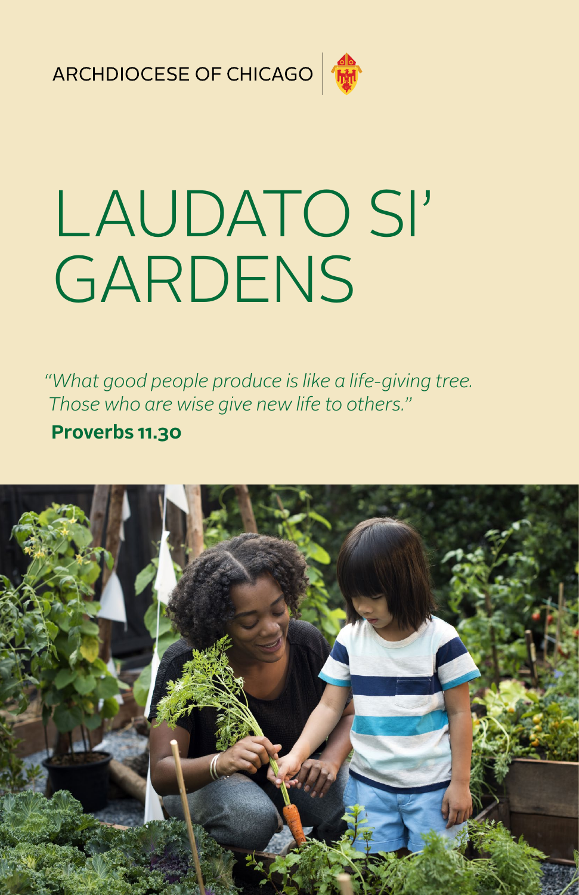ARCHDIOCESE OF CHICAGO

# LAUDATO SI' GARDENS

*"What good people produce is like a life-giving tree. Those who are wise give new life to others."*

**Proverbs 11.30**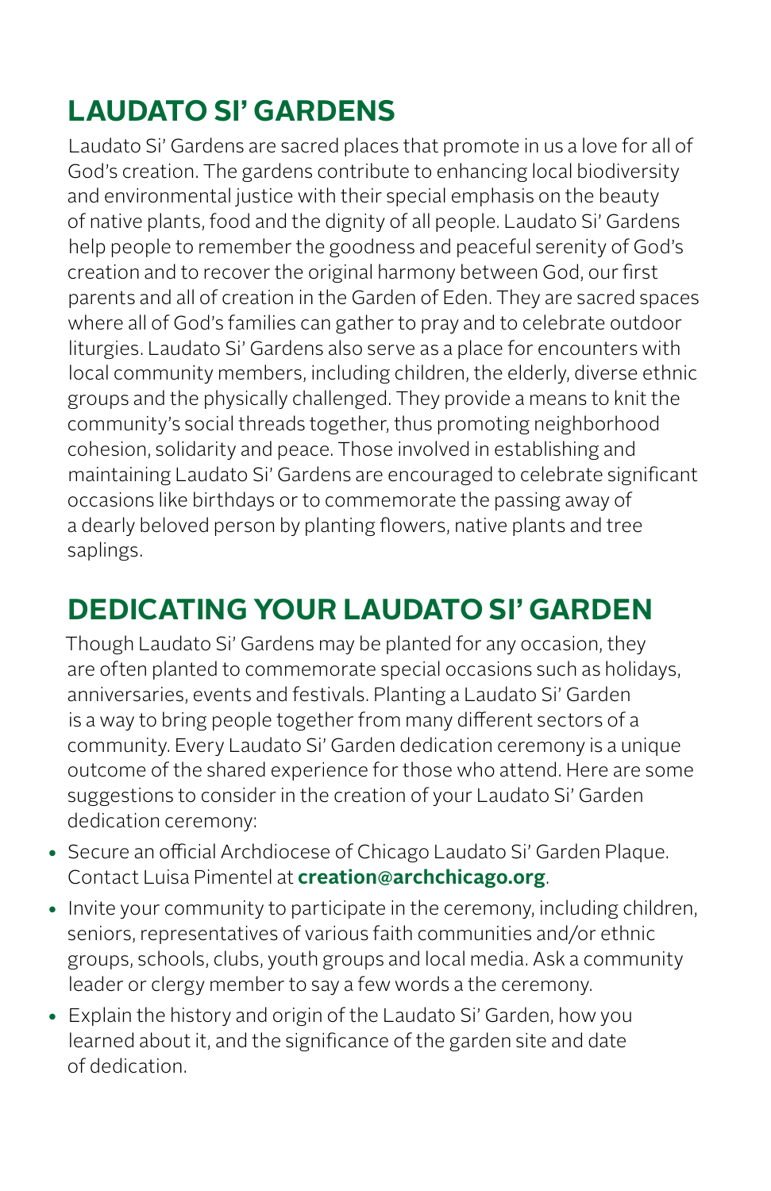## LAUDATO SI' GARDENS

Laudato Si' Gardens are sacred places that promote in us a love for all of God's creation. The gardens contribute to enhancing local biodiversity and environmental justice with their special emphasis on the beauty of native plants, food and the dignity of all people. Laudato Si' Gardens help people to remember the goodness and peaceful serenity of God's creation and to recover the original harmony between God, our first parents and all of creation in the Garden of Eden. They are sacred spaces where all of God's families can gather to pray and to celebrate outdoor liturgies. Laudato Si' Gardens also serve as a place for encounters with local community members, including children, the elderly, diverse ethnic groups and the physically challenged. They provide a means to knit the community's social threads together, thus promoting neighborhood cohesion, solidarity and peace. Those involved in establishing and maintaining Laudato Si' Gardens are encouraged to celebrate significant occasions like birthdays or to commemorate the passing away of a dearly beloved person by planting flowers, native plants and tree saplings.

## DEDICATING YOUR LAUDATO SI' GARDEN

Though Laudato Si' Gardens may be planted for any occasion, they are often planted to commemorate special occasions such as holidays, anniversaries, events and festivals. Planting a Laudato Si' Garden is a way to bring people together from many different sectors of a community. Every Laudato Si' Garden dedication ceremony is a unique outcome of the shared experience for those who attend. Here are some suggestions to consider in the creation of your Laudato Si' Garden dedication ceremony:

- Secure an official Archdiocese of Chicago Laudato Si' Garden Plaque. Contact Luisa Pimentel at **creation@archchicago.org**.
- Invite your community to participate in the ceremony, including children, seniors, representatives of various faith communities and/or ethnic groups, schools, clubs, youth groups and local media. Ask a community leader or clergy member to say a few words a the ceremony.
- Explain the history and origin of the Laudato Si' Garden, how you learned about it, and the significance of the garden site and date of dedication.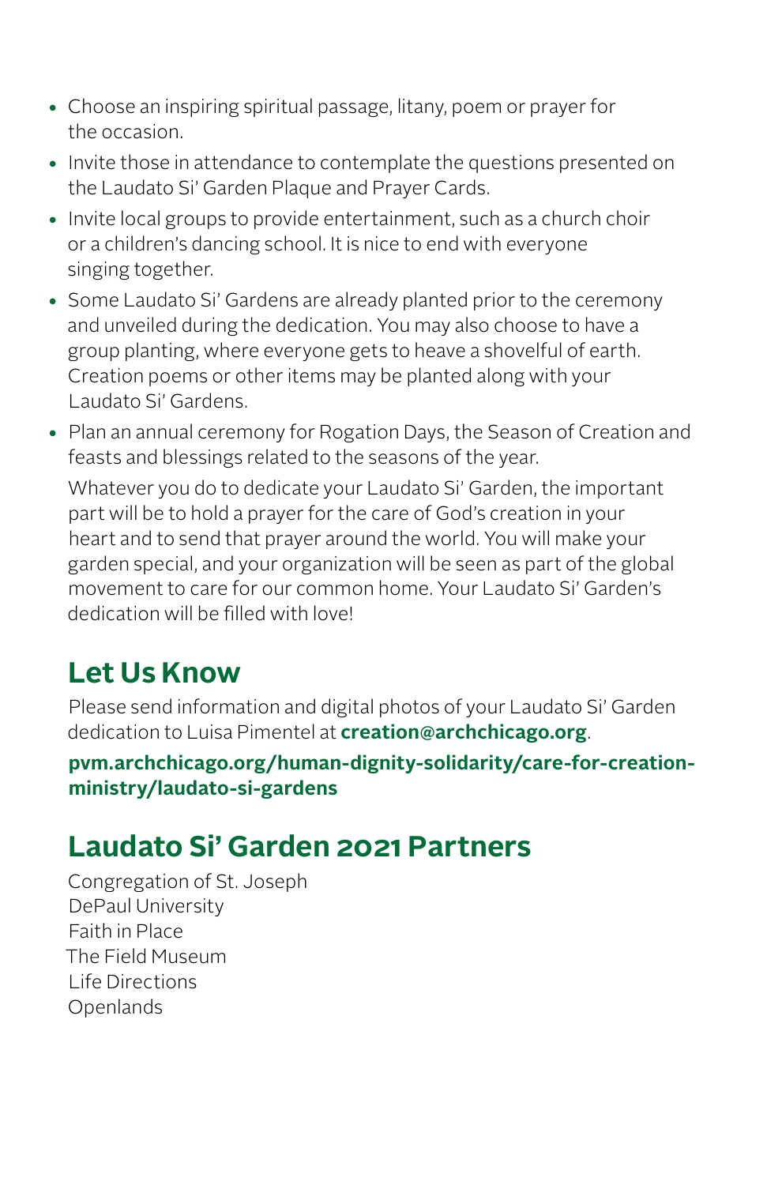- Choose an inspiring spiritual passage, litany, poem or prayer for the occasion.
- Invite those in attendance to contemplate the questions presented on the Laudato Si' Garden Plaque and Prayer Cards.
- Invite local groups to provide entertainment, such as a church choir or a children's dancing school. It is nice to end with everyone singing together.
- Some Laudato Si' Gardens are already planted prior to the ceremony and unveiled during the dedication. You may also choose to have a group planting, where everyone gets to heave a shovelful of earth. Creation poems or other items may be planted along with your Laudato Si' Gardens.
- Plan an annual ceremony for Rogation Days, the Season of Creation and feasts and blessings related to the seasons of the year.

Whatever you do to dedicate your Laudato Si' Garden, the important part will be to hold a prayer for the care of God's creation in your heart and to send that prayer around the world. You will make your garden special, and your organization will be seen as part of the global movement to care for our common home. Your Laudato Si' Garden's dedication will be filled with love!

## Let Us Know

Please send information and digital photos of your Laudato Si' Garden dedication to Luisa Pimentel at **creation@archchicago.org**.

**pvm.archchicago.org/human-dignity-solidarity/care-for-creation-ministry/laudato-si-gardens**

## Laudato Si' Garden 2021 Partners

Congregation of St. Joseph
DePaul University
Faith in Place
The Field Museum
Life Directions
Openlands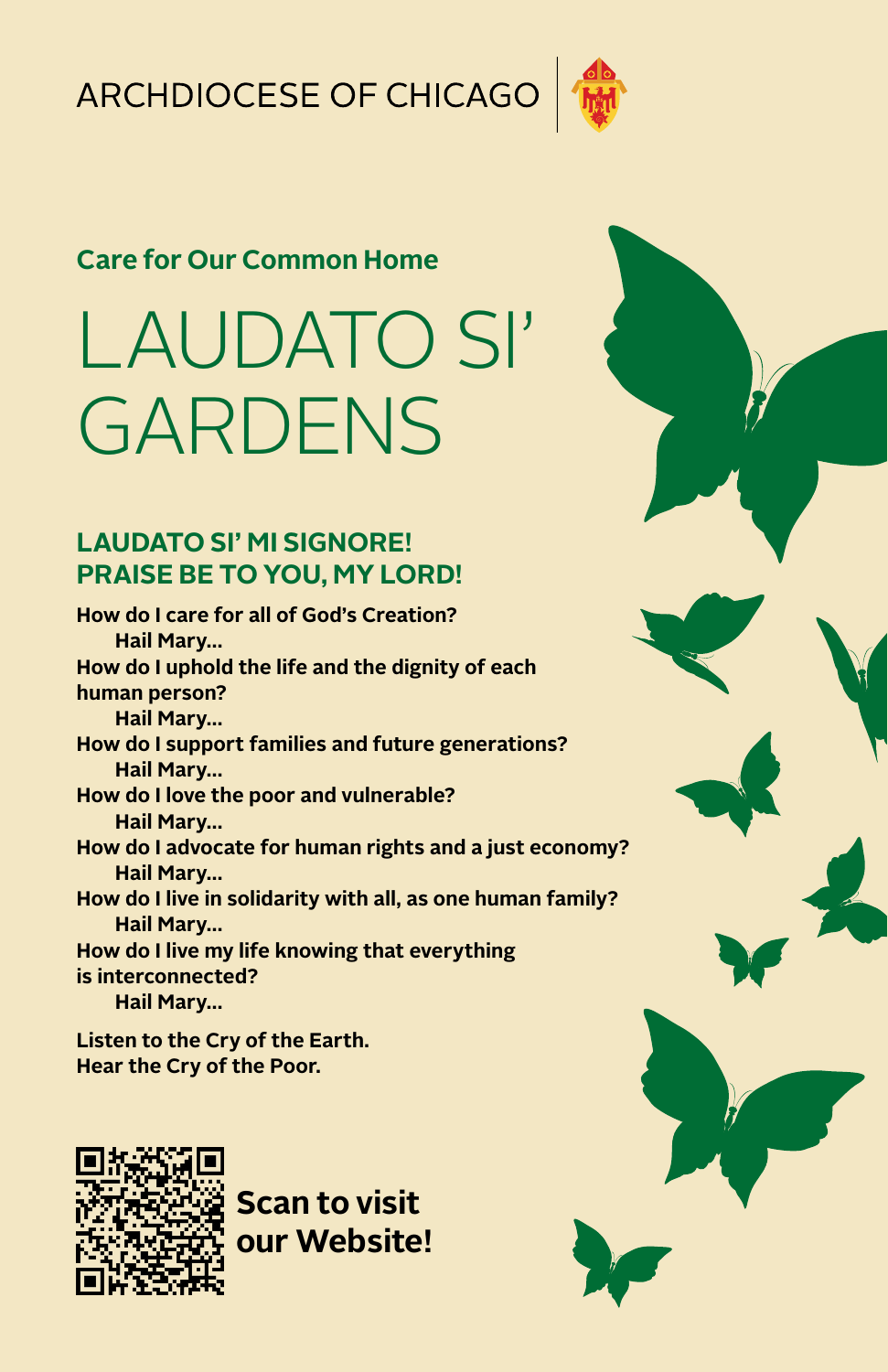ARCHDIOCESE OF CHICAGO

**Care for Our Common Home**

# LAUDATO SI' GARDENS

## LAUDATO SI' MI SIGNORE! PRAISE BE TO YOU, MY LORD!

**How do I care for all of God's Creation?**
**Hail Mary...**
**How do I uphold the life and the dignity of each human person?**
**Hail Mary...**
**How do I support families and future generations?**
**Hail Mary...**
**How do I love the poor and vulnerable?**
**Hail Mary...**
**How do I advocate for human rights and a just economy?**
**Hail Mary...**
**How do I live in solidarity with all, as one human family?**
**Hail Mary...**
**How do I live my life knowing that everything is interconnected?**
**Hail Mary...**

**Listen to the Cry of the Earth.**
**Hear the Cry of the Poor.**

**Scan to visit our Website!**